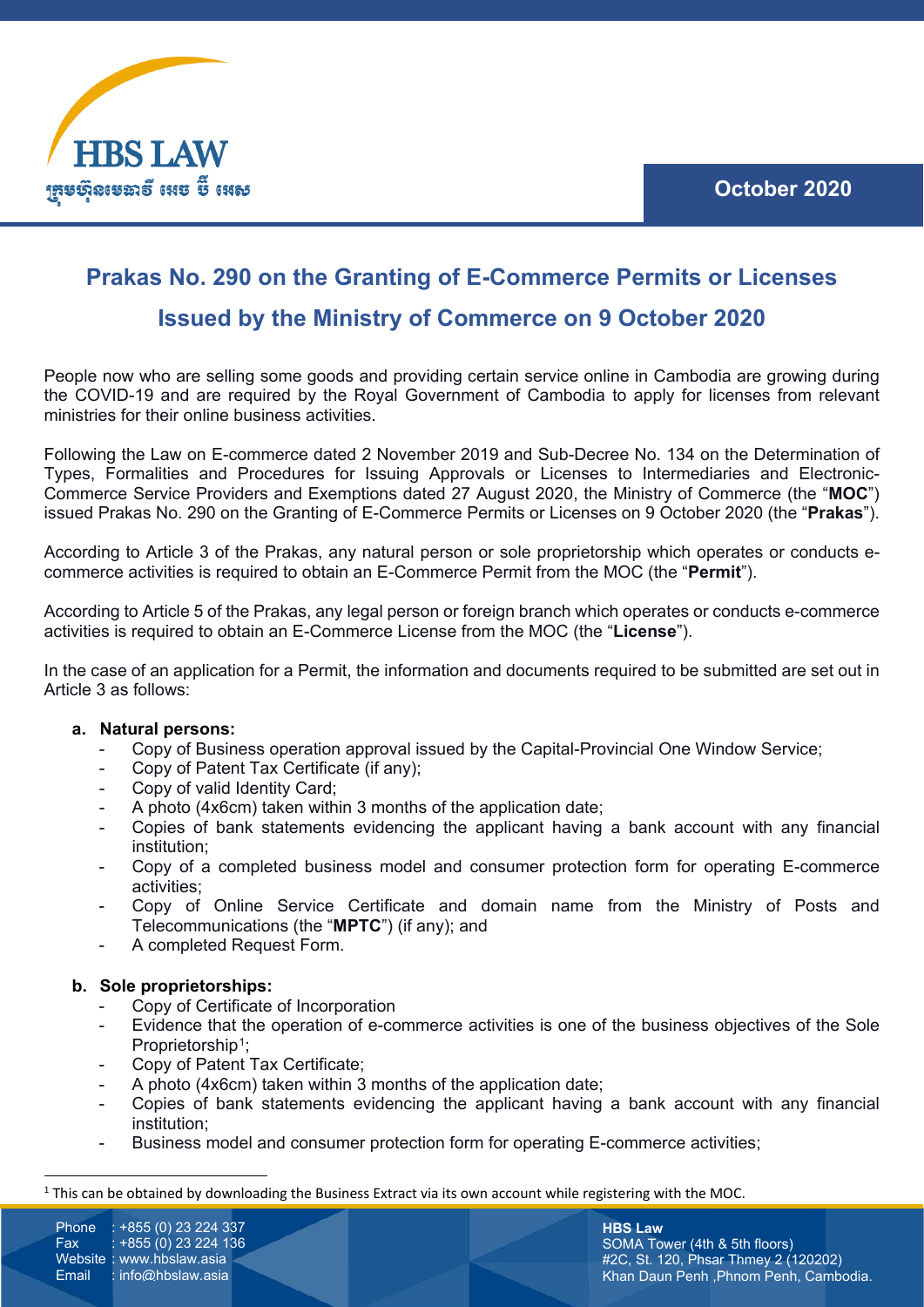# Prakas No. 290 on the Granting of E-Commerce Permits or Licenses Issued by the Ministry of Commerce on 9 October 2020

People now who are selling some goods and providing certain service online in Cambodia are growing during the COVID-19 and are required by the Royal Government of Cambodia to apply for licenses from relevant ministries for their online business activities.

Following the Law on E-commerce dated 2 November 2019 and Sub-Decree No. 134 on the Determination of Types, Formalities and Procedures for Issuing Approvals or Licenses to Intermediaries and Electronic-Commerce Service Providers and Exemptions dated 27 August 2020, the Ministry of Commerce (the "**MOC**") issued Prakas No. 290 on the Granting of E-Commerce Permits or Licenses on 9 October 2020 (the "**Prakas**").

According to Article 3 of the Prakas, any natural person or sole proprietorship which operates or conducts e-commerce activities is required to obtain an E-Commerce Permit from the MOC (the "**Permit**").

According to Article 5 of the Prakas, any legal person or foreign branch which operates or conducts e-commerce activities is required to obtain an E-Commerce License from the MOC (the "**License**").

In the case of an application for a Permit, the information and documents required to be submitted are set out in Article 3 as follows:

**a. Natural persons:**

- Copy of Business operation approval issued by the Capital-Provincial One Window Service;
- Copy of Patent Tax Certificate (if any);
- Copy of valid Identity Card;
- A photo (4x6cm) taken within 3 months of the application date;
- Copies of bank statements evidencing the applicant having a bank account with any financial institution;
- Copy of a completed business model and consumer protection form for operating E-commerce activities;
- Copy of Online Service Certificate and domain name from the Ministry of Posts and Telecommunications (the "**MPTC**") (if any); and
- A completed Request Form.

**b. Sole proprietorships:**

- Copy of Certificate of Incorporation
- Evidence that the operation of e-commerce activities is one of the business objectives of the Sole Proprietorship[1];
- Copy of Patent Tax Certificate;
- A photo (4x6cm) taken within 3 months of the application date;
- Copies of bank statements evidencing the applicant having a bank account with any financial institution;
- Business model and consumer protection form for operating E-commerce activities;

[1] This can be obtained by downloading the Business Extract via its own account while registering with the MOC.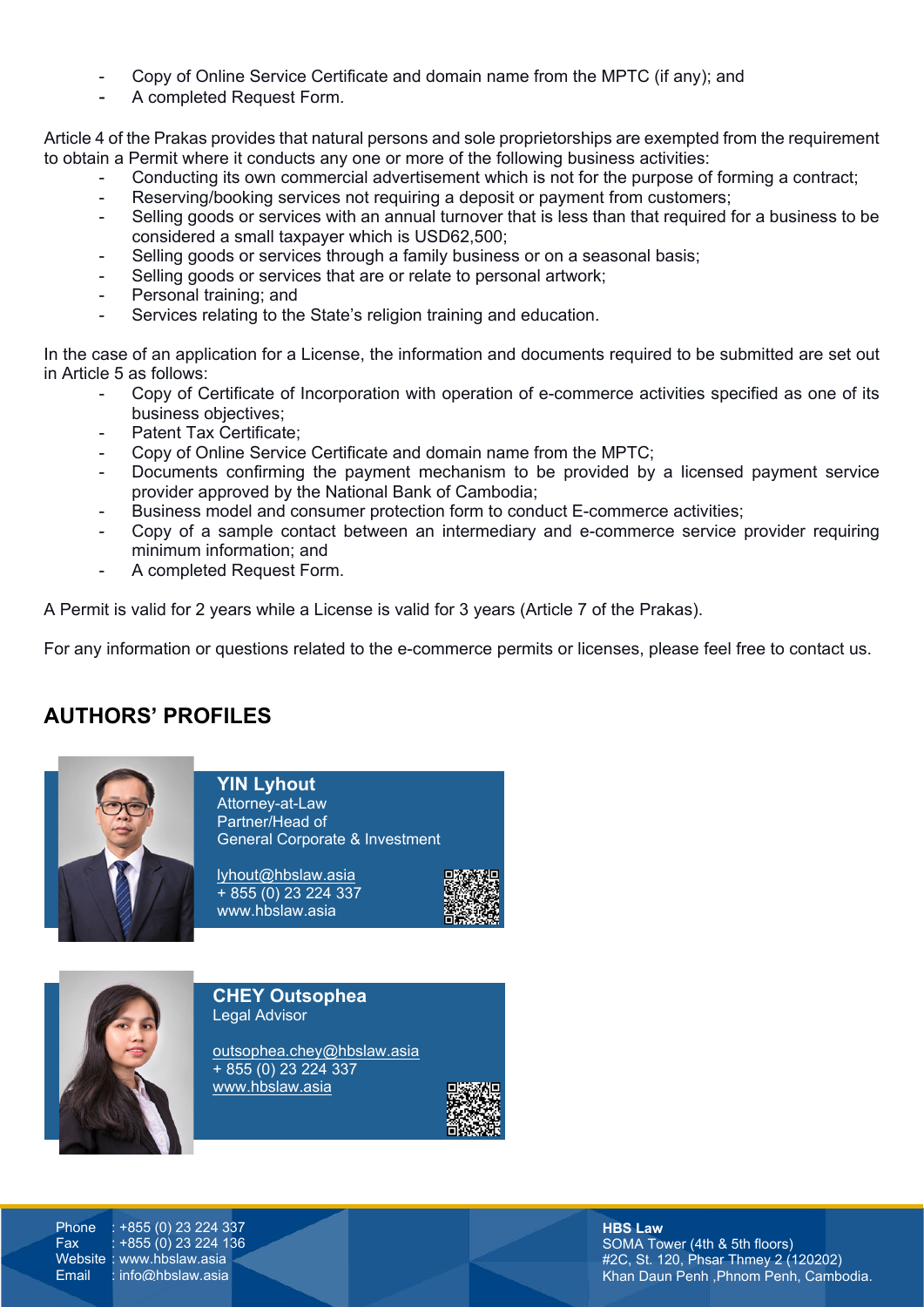- Copy of Online Service Certificate and domain name from the MPTC (if any); and
- A completed Request Form.

Article 4 of the Prakas provides that natural persons and sole proprietorships are exempted from the requirement to obtain a Permit where it conducts any one or more of the following business activities:

- Conducting its own commercial advertisement which is not for the purpose of forming a contract;
- Reserving/booking services not requiring a deposit or payment from customers;
- Selling goods or services with an annual turnover that is less than that required for a business to be considered a small taxpayer which is USD62,500;
- Selling goods or services through a family business or on a seasonal basis;
- Selling goods or services that are or relate to personal artwork;
- Personal training; and
- Services relating to the State's religion training and education.

In the case of an application for a License, the information and documents required to be submitted are set out in Article 5 as follows:

- Copy of Certificate of Incorporation with operation of e-commerce activities specified as one of its business objectives;
- Patent Tax Certificate;
- Copy of Online Service Certificate and domain name from the MPTC;
- Documents confirming the payment mechanism to be provided by a licensed payment service provider approved by the National Bank of Cambodia;
- Business model and consumer protection form to conduct E-commerce activities;
- Copy of a sample contact between an intermediary and e-commerce service provider requiring minimum information; and
- A completed Request Form.

A Permit is valid for 2 years while a License is valid for 3 years (Article 7 of the Prakas).

For any information or questions related to the e-commerce permits or licenses, please feel free to contact us.

## AUTHORS' PROFILES

**YIN Lyhout**
Attorney-at-Law
Partner/Head of
General Corporate & Investment

lyhout@hbslaw.asia
+ 855 (0) 23 224 337
www.hbslaw.asia

**CHEY Outsophea**
Legal Advisor

outsophea.chey@hbslaw.asia
+ 855 (0) 23 224 337
www.hbslaw.asia

Phone : +855 (0) 23 224 337
Fax : +855 (0) 23 224 136
Website : www.hbslaw.asia
Email : info@hbslaw.asia

**HBS Law**
SOMA Tower (4th & 5th floors)
#2C, St. 120, Phsar Thmey 2 (120202)
Khan Daun Penh ,Phnom Penh, Cambodia.